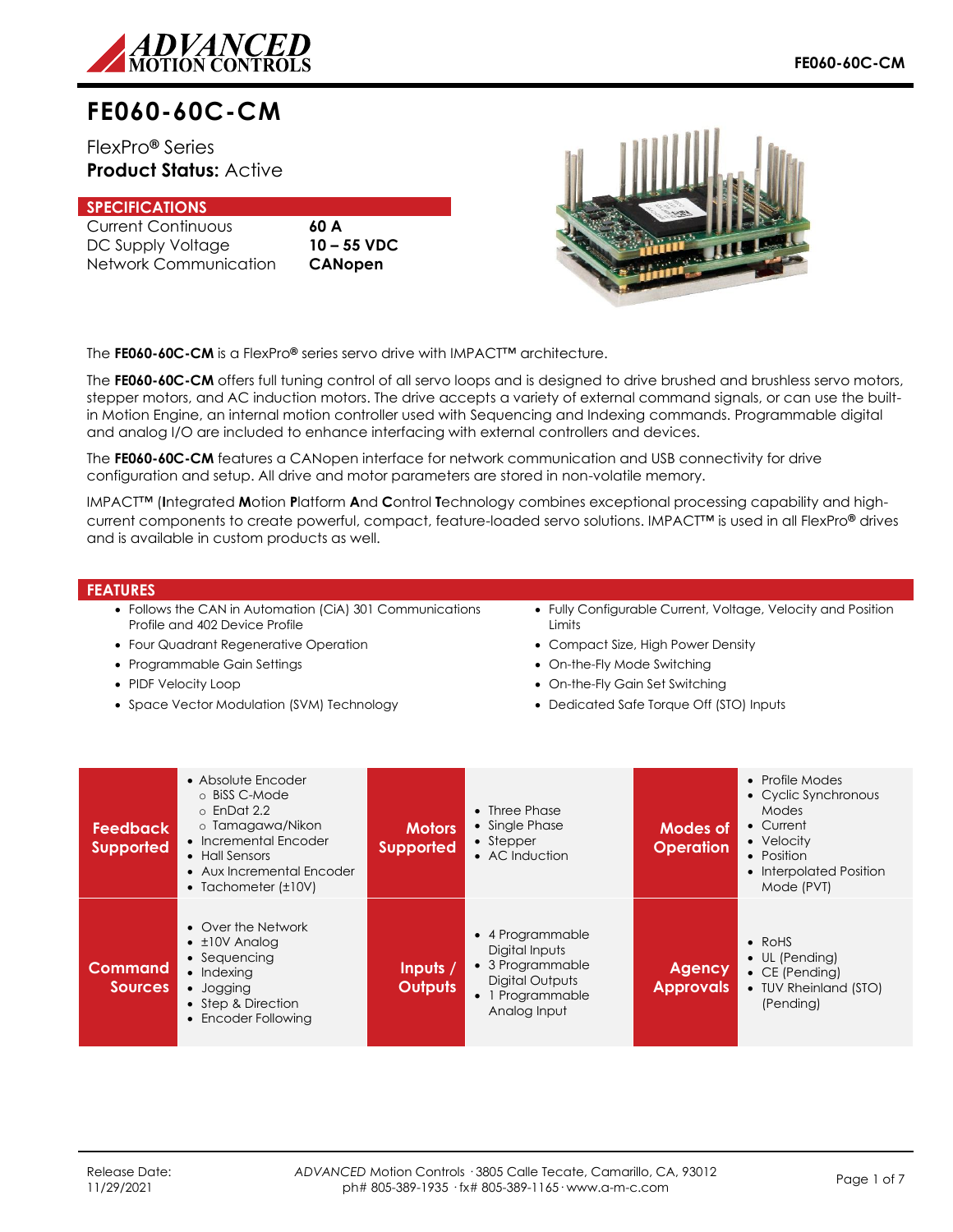# FE060-60C-CM

FlexPro® Series

**Product Status:** Active

## SPECIFICATIONS

| | |
|---|---|
| Current Continuous | **60 A** |
| DC Supply Voltage | **10 – 55 VDC** |
| Network Communication | **CANopen** |

The **FE060-60C-CM** is a FlexPro® series servo drive with IMPACT™ architecture.

The **FE060-60C-CM** offers full tuning control of all servo loops and is designed to drive brushed and brushless servo motors, stepper motors, and AC induction motors. The drive accepts a variety of external command signals, or can use the built-in Motion Engine, an internal motion controller used with Sequencing and Indexing commands. Programmable digital and analog I/O are included to enhance interfacing with external controllers and devices.

The **FE060-60C-CM** features a CANopen interface for network communication and USB connectivity for drive configuration and setup. All drive and motor parameters are stored in non-volatile memory.

IMPACT™ (**I**ntegrated **M**otion **P**latform **A**nd **C**ontrol **T**echnology combines exceptional processing capability and high-current components to create powerful, compact, feature-loaded servo solutions. IMPACT™ is used in all FlexPro® drives and is available in custom products as well.

## FEATURES

- Follows the CAN in Automation (CiA) 301 Communications Profile and 402 Device Profile
- Four Quadrant Regenerative Operation
- Programmable Gain Settings
- PIDF Velocity Loop
- Space Vector Modulation (SVM) Technology
- Fully Configurable Current, Voltage, Velocity and Position Limits
- Compact Size, High Power Density
- On-the-Fly Mode Switching
- On-the-Fly Gain Set Switching
- Dedicated Safe Torque Off (STO) Inputs

| | | | | | |
|---|---|---|---|---|---|
| **Feedback Supported** | • Absolute Encoder<br>  ○ BiSS C-Mode<br>  ○ EnDat 2.2<br>  ○ Tamagawa/Nikon<br>• Incremental Encoder<br>• Hall Sensors<br>• Aux Incremental Encoder<br>• Tachometer (±10V) | **Motors Supported** | • Three Phase<br>• Single Phase<br>• Stepper<br>• AC Induction | **Modes of Operation** | • Profile Modes<br>• Cyclic Synchronous Modes<br>• Current<br>• Velocity<br>• Position<br>• Interpolated Position Mode (PVT) |
| **Command Sources** | • Over the Network<br>• ±10V Analog<br>• Sequencing<br>• Indexing<br>• Jogging<br>• Step & Direction<br>• Encoder Following | **Inputs / Outputs** | • 4 Programmable Digital Inputs<br>• 3 Programmable Digital Outputs<br>• 1 Programmable Analog Input | **Agency Approvals** | • RoHS<br>• UL (Pending)<br>• CE (Pending)<br>• TUV Rheinland (STO) (Pending) |

Release Date: 11/29/2021

*ADVANCED* Motion Controls · 3805 Calle Tecate, Camarillo, CA, 93012
ph# 805-389-1935 · fx# 805-389-1165 · www.a-m-c.com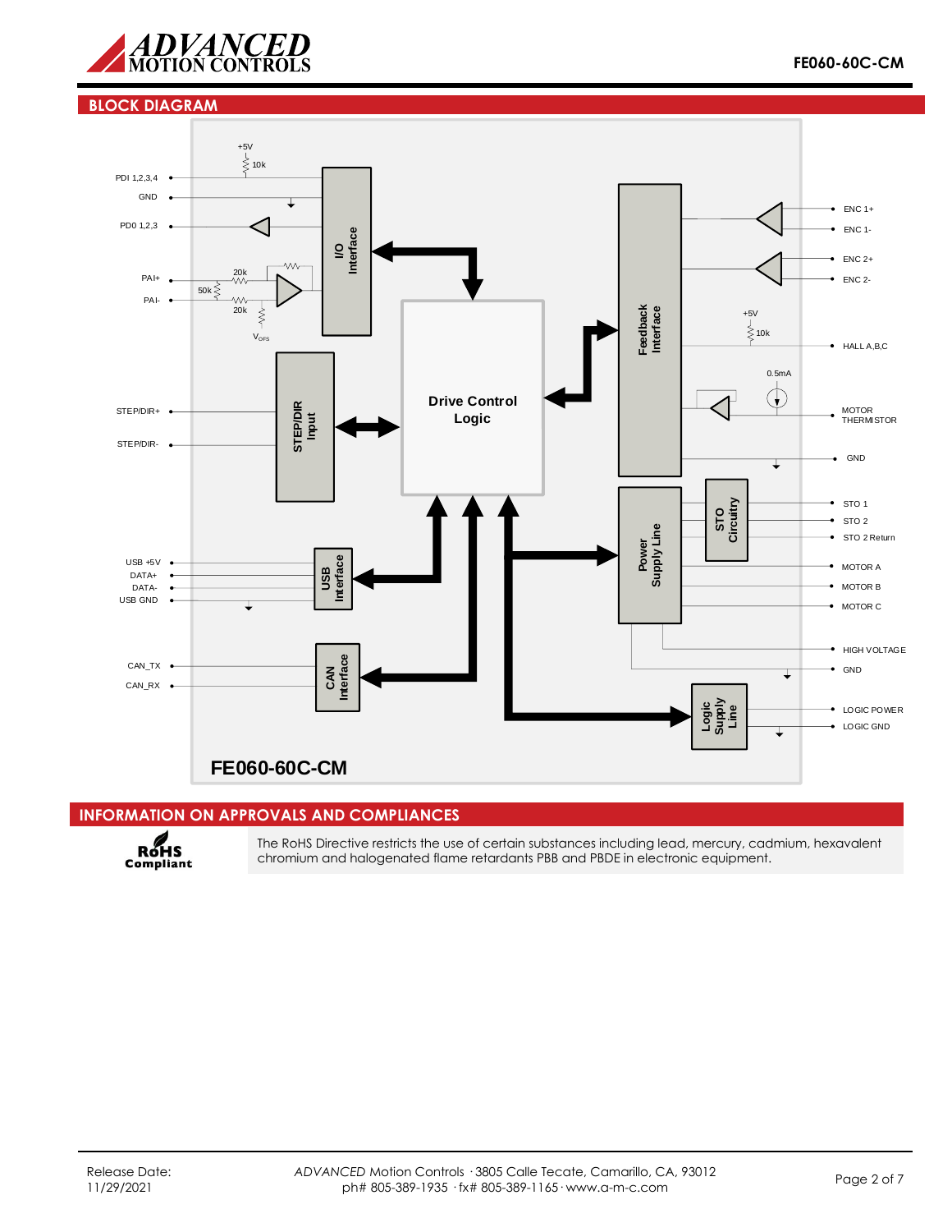## BLOCK DIAGRAM

PDI 1,2,3,4
GND
PD0 1,2,3
PAI+
PAI-
STEP/DIR+
STEP/DIR-
USB +5V
DATA+
DATA-
USB GND
CAN_TX
CAN_RX

+5V
10k
20k
50k
20k
$V_{OFS}$

I/O Interface
STEP/DIR Input
Drive Control Logic
USB Interface
CAN Interface
Feedback Interface
Power Supply Line
STO Circuitry
Logic Supply Line

ENC 1+
ENC 1-
ENC 2+
ENC 2-
+5V
10k
HALL A,B,C
0.5mA
MOTOR THERMISTOR
GND
STO 1
STO 2
STO 2 Return
MOTOR A
MOTOR B
MOTOR C
HIGH VOLTAGE
GND
LOGIC POWER
LOGIC GND

FE060-60C-CM

## INFORMATION ON APPROVALS AND COMPLIANCES

RoHS Compliant

The RoHS Directive restricts the use of certain substances including lead, mercury, cadmium, hexavalent chromium and halogenated flame retardants PBB and PBDE in electronic equipment.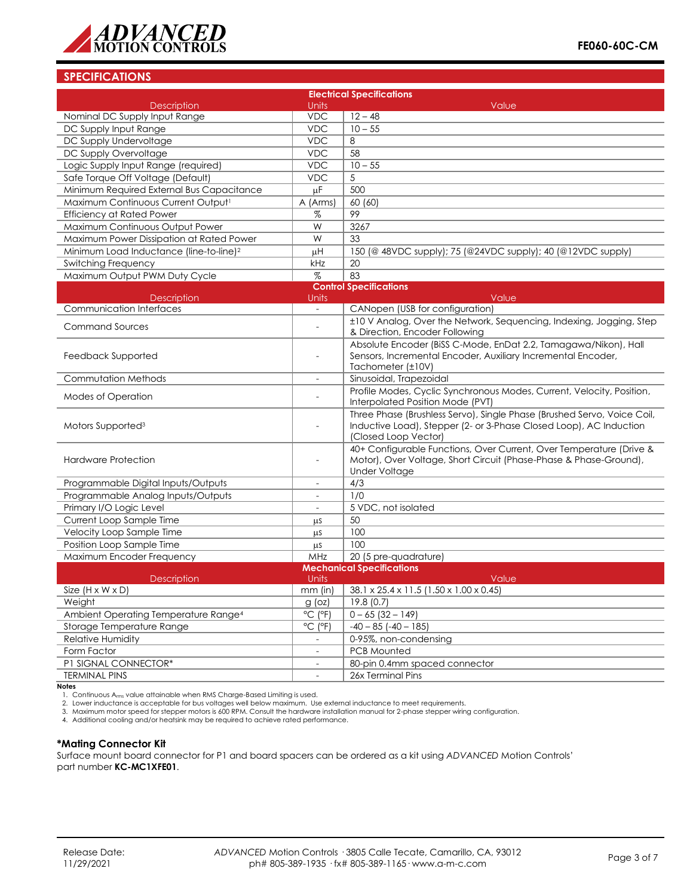## SPECIFICATIONS

| Electrical Specifications | | |
|---|---|---|
| Description | Units | Value |
| Nominal DC Supply Input Range | VDC | 12 – 48 |
| DC Supply Input Range | VDC | 10 – 55 |
| DC Supply Undervoltage | VDC | 8 |
| DC Supply Overvoltage | VDC | 58 |
| Logic Supply Input Range (required) | VDC | 10 – 55 |
| Safe Torque Off Voltage (Default) | VDC | 5 |
| Minimum Required External Bus Capacitance | μF | 500 |
| Maximum Continuous Current Output[1] | A (Arms) | 60 (60) |
| Efficiency at Rated Power | % | 99 |
| Maximum Continuous Output Power | W | 3267 |
| Maximum Power Dissipation at Rated Power | W | 33 |
| Minimum Load Inductance (line-to-line)[2] | μH | 150 (@ 48VDC supply); 75 (@24VDC supply); 40 (@12VDC supply) |
| Switching Frequency | kHz | 20 |
| Maximum Output PWM Duty Cycle | % | 83 |

| Control Specifications | | |
|---|---|---|
| Description | Units | Value |
| Communication Interfaces | - | CANopen (USB for configuration) |
| Command Sources | - | ±10 V Analog, Over the Network, Sequencing, Indexing, Jogging, Step & Direction, Encoder Following |
| Feedback Supported | - | Absolute Encoder (BiSS C-Mode, EnDat 2.2, Tamagawa/Nikon), Hall Sensors, Incremental Encoder, Auxiliary Incremental Encoder, Tachometer (±10V) |
| Commutation Methods | - | Sinusoidal, Trapezoidal |
| Modes of Operation | - | Profile Modes, Cyclic Synchronous Modes, Current, Velocity, Position, Interpolated Position Mode (PVT) |
| Motors Supported[3] | - | Three Phase (Brushless Servo), Single Phase (Brushed Servo, Voice Coil, Inductive Load), Stepper (2- or 3-Phase Closed Loop), AC Induction (Closed Loop Vector) |
| Hardware Protection | - | 40+ Configurable Functions, Over Current, Over Temperature (Drive & Motor), Over Voltage, Short Circuit (Phase-Phase & Phase-Ground), Under Voltage |
| Programmable Digital Inputs/Outputs | - | 4/3 |
| Programmable Analog Inputs/Outputs | - | 1/0 |
| Primary I/O Logic Level | - | 5 VDC, not isolated |
| Current Loop Sample Time | μs | 50 |
| Velocity Loop Sample Time | μs | 100 |
| Position Loop Sample Time | μs | 100 |
| Maximum Encoder Frequency | MHz | 20 (5 pre-quadrature) |

| Mechanical Specifications | | |
|---|---|---|
| Description | Units | Value |
| Size (H x W x D) | mm (in) | 38.1 x 25.4 x 11.5 (1.50 x 1.00 x 0.45) |
| Weight | g (oz) | 19.8 (0.7) |
| Ambient Operating Temperature Range[4] | °C (°F) | 0 – 65 (32 – 149) |
| Storage Temperature Range | °C (°F) | -40 – 85 (-40 – 185) |
| Relative Humidity | - | 0-95%, non-condensing |
| Form Factor | - | PCB Mounted |
| P1 SIGNAL CONNECTOR* | - | 80-pin 0.4mm spaced connector |
| TERMINAL PINS | - | 26x Terminal Pins |

**Notes**

1. Continuous $A_{rms}$ value attainable when RMS Charge-Based Limiting is used.
2. Lower inductance is acceptable for bus voltages well below maximum. Use external inductance to meet requirements.
3. Maximum motor speed for stepper motors is 600 RPM. Consult the hardware installation manual for 2-phase stepper wiring configuration.
4. Additional cooling and/or heatsink may be required to achieve rated performance.

### *Mating Connector Kit

Surface mount board connector for P1 and board spacers can be ordered as a kit using *ADVANCED* Motion Controls' part number **KC-MC1XFE01**.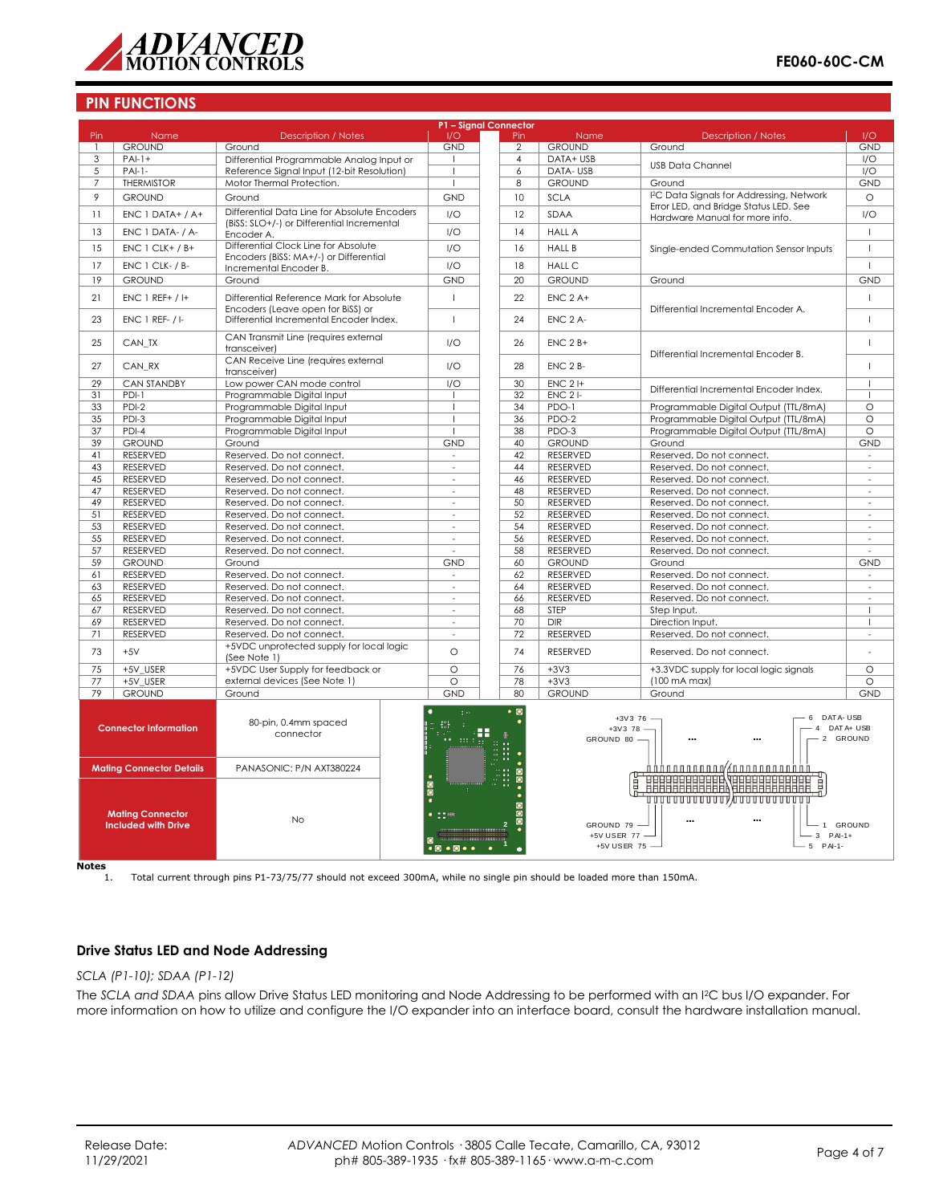## PIN FUNCTIONS

**P1 – Signal Connector**

| Pin | Name | Description / Notes | I/O | Pin | Name | Description / Notes | I/O |
|---|---|---|---|---|---|---|---|
| 1 | GROUND | Ground | GND | 2 | GROUND | Ground | GND |
| 3 | PAI-1+ | Differential Programmable Analog Input or Reference Signal Input (12-bit Resolution) | I | 4 | DATA+ USB | USB Data Channel | I/O |
| 5 | PAI-1- | | I | 6 | DATA- USB | | I/O |
| 7 | THERMISTOR | Motor Thermal Protection. | I | 8 | GROUND | Ground | GND |
| 9 | GROUND | Ground | GND | 10 | SCLA | I²C Data Signals for Addressing, Network Error LED, and Bridge Status LED. See Hardware Manual for more info. | O |
| 11 | ENC 1 DATA+ / A+ | Differential Data Line for Absolute Encoders (BiSS: SLO+/-) or Differential Incremental Encoder A. | I/O | 12 | SDAA | | I/O |
| 13 | ENC 1 DATA- / A- | | I/O | 14 | HALL A | Single-ended Commutation Sensor Inputs | I |
| 15 | ENC 1 CLK+ / B+ | Differential Clock Line for Absolute Encoders (BiSS: MA+/-) or Differential Incremental Encoder B. | I/O | 16 | HALL B | | I |
| 17 | ENC 1 CLK- / B- | | I/O | 18 | HALL C | | I |
| 19 | GROUND | Ground | GND | 20 | GROUND | Ground | GND |
| 21 | ENC 1 REF+ / I+ | Differential Reference Mark for Absolute Encoders (Leave open for BiSS) or Differential Incremental Encoder Index. | I | 22 | ENC 2 A+ | Differential Incremental Encoder A. | I |
| 23 | ENC 1 REF- / I- | | I | 24 | ENC 2 A- | | I |
| 25 | CAN_TX | CAN Transmit Line (requires external transceiver) | I/O | 26 | ENC 2 B+ | Differential Incremental Encoder B. | I |
| 27 | CAN_RX | CAN Receive Line (requires external transceiver) | I/O | 28 | ENC 2 B- | | I |
| 29 | CAN STANDBY | Low power CAN mode control | I/O | 30 | ENC 2 I+ | Differential Incremental Encoder Index. | I |
| 31 | PDI-1 | Programmable Digital Input | I | 32 | ENC 2 I- | | I |
| 33 | PDI-2 | Programmable Digital Input | I | 34 | PDO-1 | Programmable Digital Output (TTL/8mA) | O |
| 35 | PDI-3 | Programmable Digital Input | I | 36 | PDO-2 | Programmable Digital Output (TTL/8mA) | O |
| 37 | PDI-4 | Programmable Digital Input | I | 38 | PDO-3 | Programmable Digital Output (TTL/8mA) | O |
| 39 | GROUND | Ground | GND | 40 | GROUND | Ground | GND |
| 41 | RESERVED | Reserved. Do not connect. | - | 42 | RESERVED | Reserved. Do not connect. | - |
| 43 | RESERVED | Reserved. Do not connect. | - | 44 | RESERVED | Reserved. Do not connect. | - |
| 45 | RESERVED | Reserved. Do not connect. | - | 46 | RESERVED | Reserved. Do not connect. | - |
| 47 | RESERVED | Reserved. Do not connect. | - | 48 | RESERVED | Reserved. Do not connect. | - |
| 49 | RESERVED | Reserved. Do not connect. | - | 50 | RESERVED | Reserved. Do not connect. | - |
| 51 | RESERVED | Reserved. Do not connect. | - | 52 | RESERVED | Reserved. Do not connect. | - |
| 53 | RESERVED | Reserved. Do not connect. | - | 54 | RESERVED | Reserved. Do not connect. | - |
| 55 | RESERVED | Reserved. Do not connect. | - | 56 | RESERVED | Reserved. Do not connect. | - |
| 57 | RESERVED | Reserved. Do not connect. | - | 58 | RESERVED | Reserved. Do not connect. | - |
| 59 | GROUND | Ground | GND | 60 | GROUND | Ground | GND |
| 61 | RESERVED | Reserved. Do not connect. | - | 62 | RESERVED | Reserved. Do not connect. | - |
| 63 | RESERVED | Reserved. Do not connect. | - | 64 | RESERVED | Reserved. Do not connect. | - |
| 65 | RESERVED | Reserved. Do not connect. | - | 66 | RESERVED | Reserved. Do not connect. | - |
| 67 | RESERVED | Reserved. Do not connect. | - | 68 | STEP | Step Input. | I |
| 69 | RESERVED | Reserved. Do not connect. | - | 70 | DIR | Direction Input. | I |
| 71 | RESERVED | Reserved. Do not connect. | - | 72 | RESERVED | Reserved. Do not connect. | - |
| 73 | +5V | +5VDC unprotected supply for local logic (See Note 1) | O | 74 | RESERVED | Reserved. Do not connect. | - |
| 75 | +5V_USER | +5VDC User Supply for feedback or external devices (See Note 1) | O | 76 | +3V3 | +3.3VDC supply for local logic signals (100 mA max) | O |
| 77 | +5V_USER | | O | 78 | +3V3 | | O |
| 79 | GROUND | Ground | GND | 80 | GROUND | Ground | GND |

| | |
|---|---|
| **Connector Information** | 80-pin, 0.4mm spaced connector |
| **Mating Connector Details** | PANASONIC: P/N AXT380224 |
| **Mating Connector Included with Drive** | No |

**Notes**

1. Total current through pins P1-73/75/77 should not exceed 300mA, while no single pin should be loaded more than 150mA.

### Drive Status LED and Node Addressing

*SCLA (P1-10); SDAA (P1-12)*

The *SCLA and SDAA* pins allow Drive Status LED monitoring and Node Addressing to be performed with an I²C bus I/O expander. For more information on how to utilize and configure the I/O expander into an interface board, consult the hardware installation manual.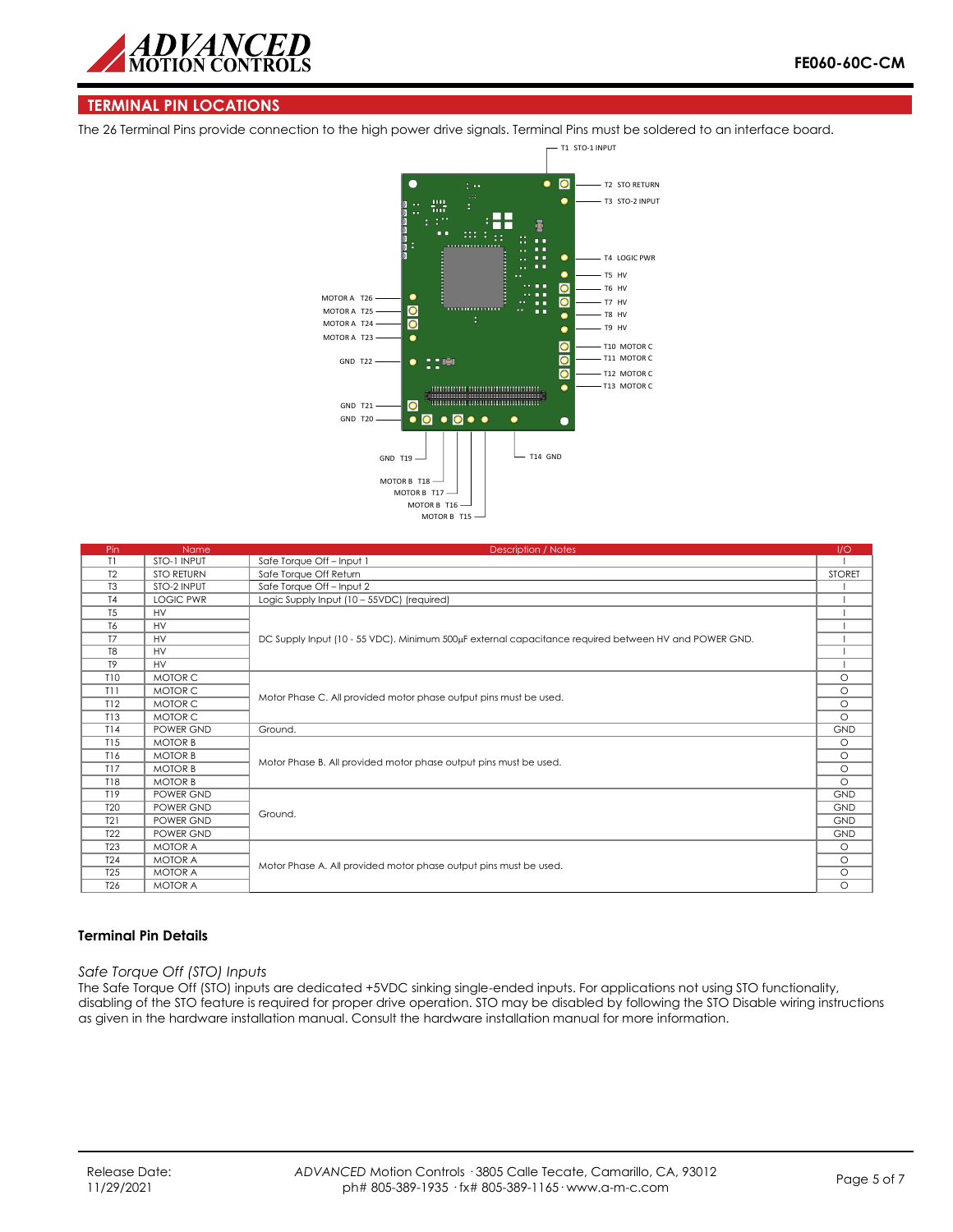## TERMINAL PIN LOCATIONS

The 26 Terminal Pins provide connection to the high power drive signals. Terminal Pins must be soldered to an interface board.

| Pin | Name | Description / Notes | I/O |
|---|---|---|---|
| T1 | STO-1 INPUT | Safe Torque Off – Input 1 | I |
| T2 | STO RETURN | Safe Torque Off Return | STORET |
| T3 | STO-2 INPUT | Safe Torque Off – Input 2 | I |
| T4 | LOGIC PWR | Logic Supply Input (10 – 55VDC) (required) | I |
| T5 | HV | DC Supply Input (10 - 55 VDC). Minimum 500µF external capacitance required between HV and POWER GND. | I |
| T6 | HV | | I |
| T7 | HV | | I |
| T8 | HV | | I |
| T9 | HV | | I |
| T10 | MOTOR C | Motor Phase C. All provided motor phase output pins must be used. | O |
| T11 | MOTOR C | | O |
| T12 | MOTOR C | | O |
| T13 | MOTOR C | | O |
| T14 | POWER GND | Ground. | GND |
| T15 | MOTOR B | Motor Phase B. All provided motor phase output pins must be used. | O |
| T16 | MOTOR B | | O |
| T17 | MOTOR B | | O |
| T18 | MOTOR B | | O |
| T19 | POWER GND | Ground. | GND |
| T20 | POWER GND | | GND |
| T21 | POWER GND | | GND |
| T22 | POWER GND | | GND |
| T23 | MOTOR A | Motor Phase A. All provided motor phase output pins must be used. | O |
| T24 | MOTOR A | | O |
| T25 | MOTOR A | | O |
| T26 | MOTOR A | | O |

### Terminal Pin Details

*Safe Torque Off (STO) Inputs*

The Safe Torque Off (STO) inputs are dedicated +5VDC sinking single-ended inputs. For applications not using STO functionality, disabling of the STO feature is required for proper drive operation. STO may be disabled by following the STO Disable wiring instructions as given in the hardware installation manual. Consult the hardware installation manual for more information.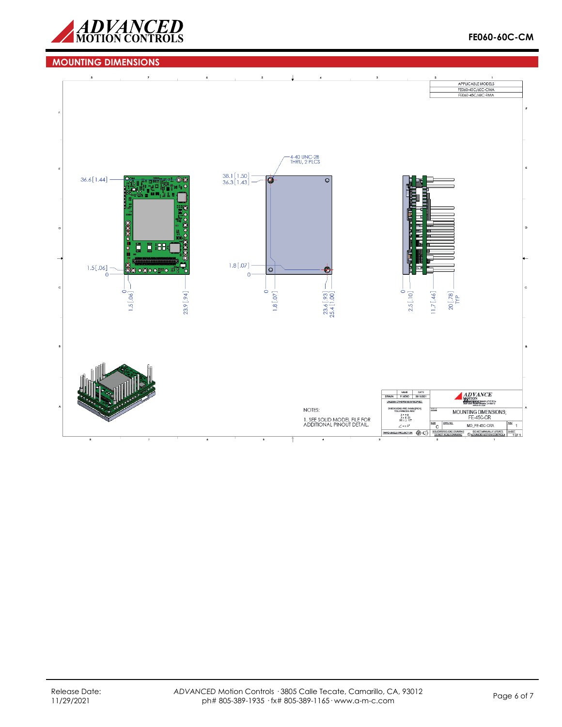## MOUNTING DIMENSIONS

| APPLICABLE MODELS |
| --- |
| FE060-45C/60C-CMA |
| FE060-45C/60C-RMA |

4-40 UNC-2B THRU, 2 PLCS

36.6 [1.44]

38.1 [1.50]
36.3 [1.43]

1.5 [.06]
0

1.8 [.07]
0

0
1.5 [.06]
23.9 [.94]

0
1.8 [.07]
23.6 [.93]
25.4 [1.00]

0
2.5 [.10]
11.7 [.46]
20 [.78] TYP

NOTES:

1. SEE SOLID MODEL FILE FOR ADDITIONAL PINOUT DETAIL.

| | NAME | DATE |
| --- | --- | --- |
| DRAWN | P. MEAD | 08/15/2021 |

UNLESS OTHERWISE SPECIFIED:

DIMENSIONS ARE IN MM [INCH]
TOLERANCES ARE:
.X = ± .5
.XX = ± .25
.XXX = ± .127
∠ = ± .5°

THIRD ANGLE PROJECTION

TITLE: MOUNTING DIMENSIONS; FE-45C-CR

| SIZE | DWG NO. | REV |
| --- | --- | --- |
| C | MD_FE-45C-CRA | 1 |

SOLIDWORKS CAD DRAWING — DO NOT SCALE DRAWING — DO NOT MANUALLY UPDATE — © ADVANCED MOTION CONTROLS — SHEET 1 OF 1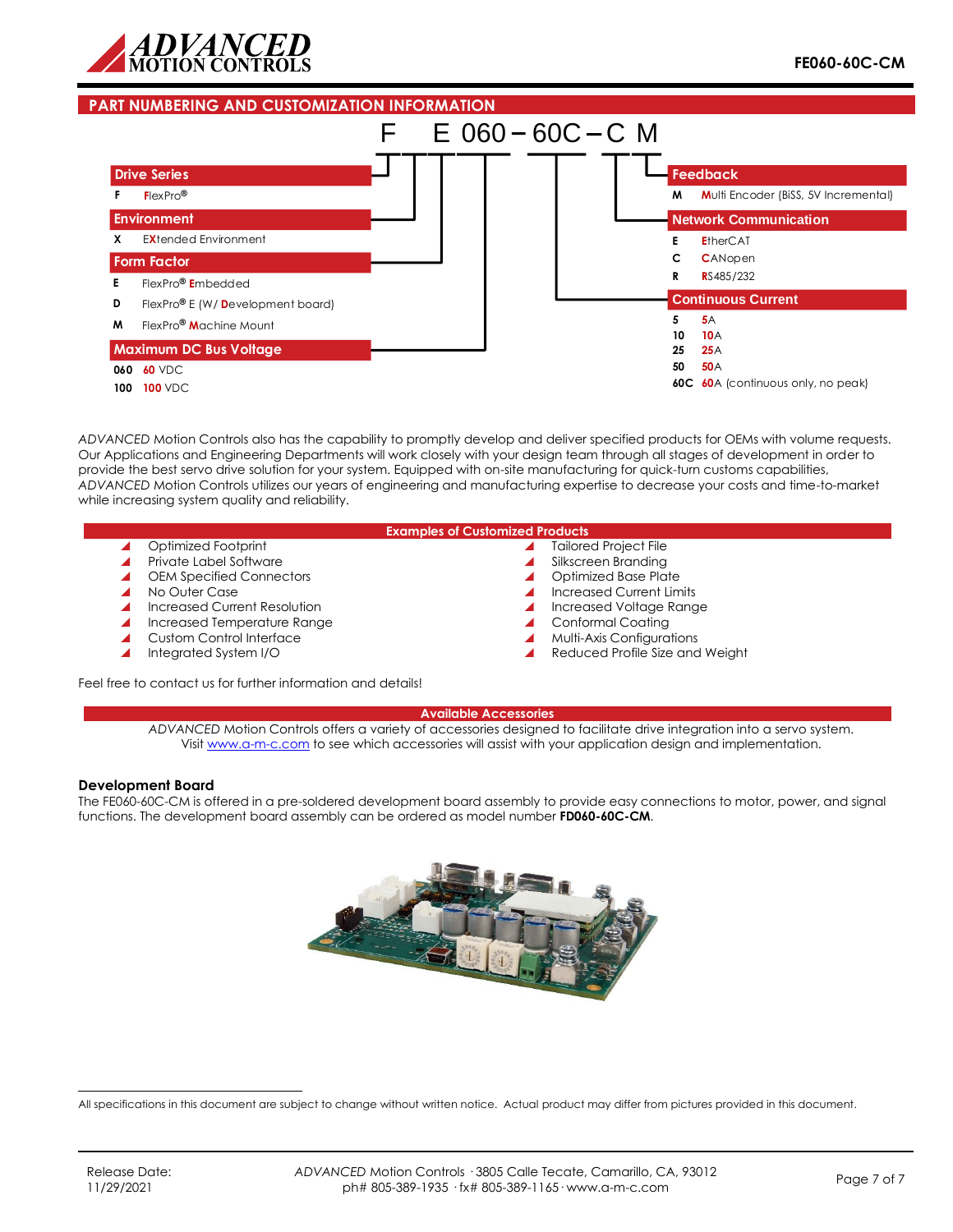## PART NUMBERING AND CUSTOMIZATION INFORMATION

F E 060 – 60C – C M

**Drive Series**
- F — FlexPro®

**Environment**
- X — EXtended Environment

**Form Factor**
- E — FlexPro® Embedded
- D — FlexPro® E (W/ Development board)
- M — FlexPro® Machine Mount

**Maximum DC Bus Voltage**
- 060 — 60 VDC
- 100 — 100 VDC

**Feedback**
- M — Multi Encoder (BiSS, 5V Incremental)

**Network Communication**
- E — EtherCAT
- C — CANopen
- R — RS485/232

**Continuous Current**
- 5 — 5A
- 10 — 10A
- 25 — 25A
- 50 — 50A
- 60C — 60A (continuous only, no peak)

*ADVANCED* Motion Controls also has the capability to promptly develop and deliver specified products for OEMs with volume requests. Our Applications and Engineering Departments will work closely with your design team through all stages of development in order to provide the best servo drive solution for your system. Equipped with on-site manufacturing for quick-turn customs capabilities, *ADVANCED* Motion Controls utilizes our years of engineering and manufacturing expertise to decrease your costs and time-to-market while increasing system quality and reliability.

### Examples of Customized Products

- Optimized Footprint
- Private Label Software
- OEM Specified Connectors
- No Outer Case
- Increased Current Resolution
- Increased Temperature Range
- Custom Control Interface
- Integrated System I/O
- Tailored Project File
- Silkscreen Branding
- Optimized Base Plate
- Increased Current Limits
- Increased Voltage Range
- Conformal Coating
- Multi-Axis Configurations
- Reduced Profile Size and Weight

Feel free to contact us for further information and details!

### Available Accessories

*ADVANCED* Motion Controls offers a variety of accessories designed to facilitate drive integration into a servo system. Visit www.a-m-c.com to see which accessories will assist with your application design and implementation.

### Development Board

The FE060-60C-CM is offered in a pre-soldered development board assembly to provide easy connections to motor, power, and signal functions. The development board assembly can be ordered as model number **FD060-60C-CM**.

All specifications in this document are subject to change without written notice. Actual product may differ from pictures provided in this document.